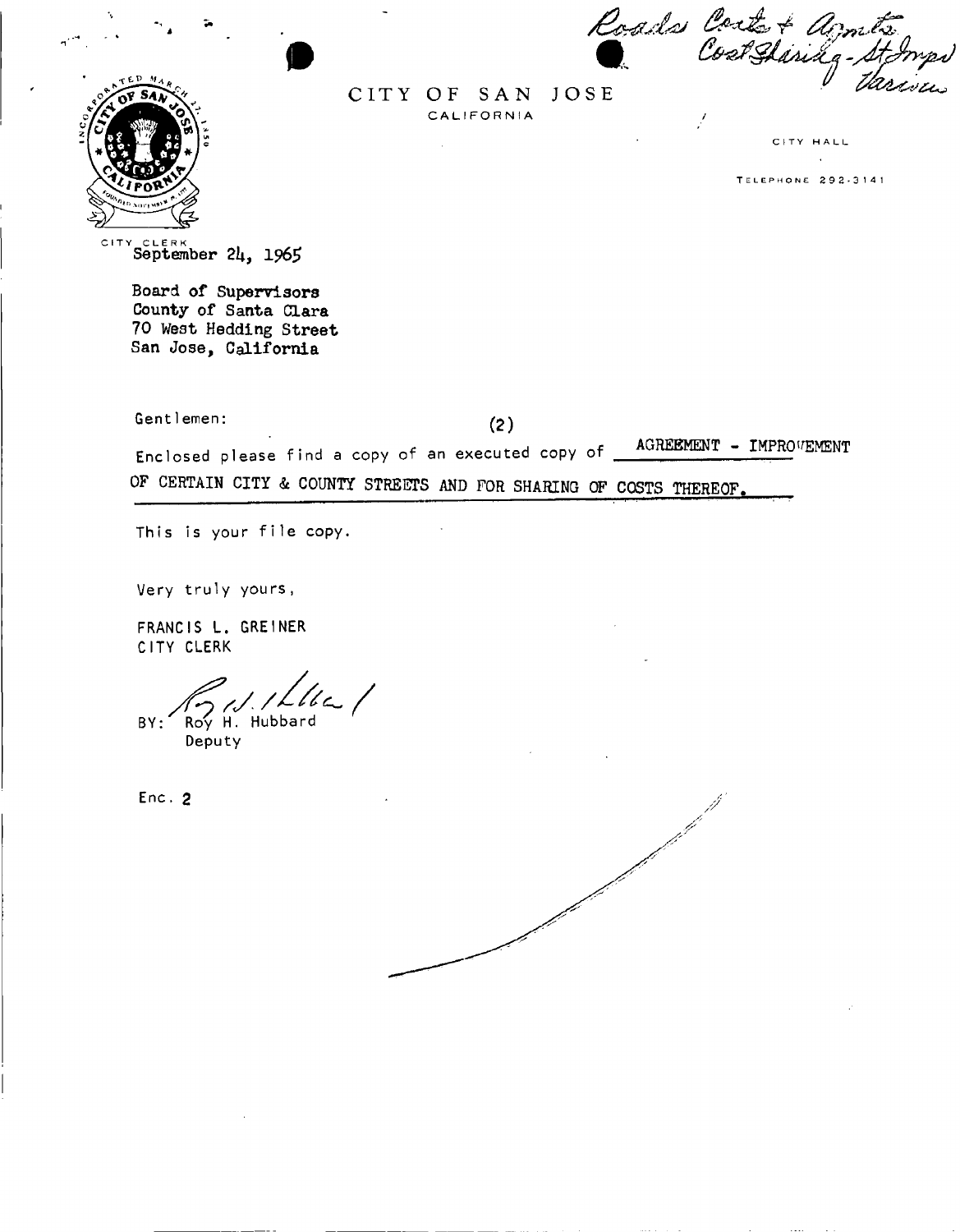Roads Costs & Agmts
Cost Sharing - St Impd
Various

# CITY OF SAN JOSE

CALIFORNIA

CITY HALL

TELEPHONE 292-3141

CITY CLERK

September 24, 1965

Board of Supervisors
County of Santa Clara
70 West Hedding Street
San Jose, California

Gentlemen:

(2)

Enclosed please find a copy of an executed copy of AGREEMENT - IMPROVEMENT OF CERTAIN CITY & COUNTY STREETS AND FOR SHARING OF COSTS THEREOF.

This is your file copy.

Very truly yours,

FRANCIS L. GREINER
CITY CLERK

BY: Roy H. Hubbard
Deputy

Enc. 2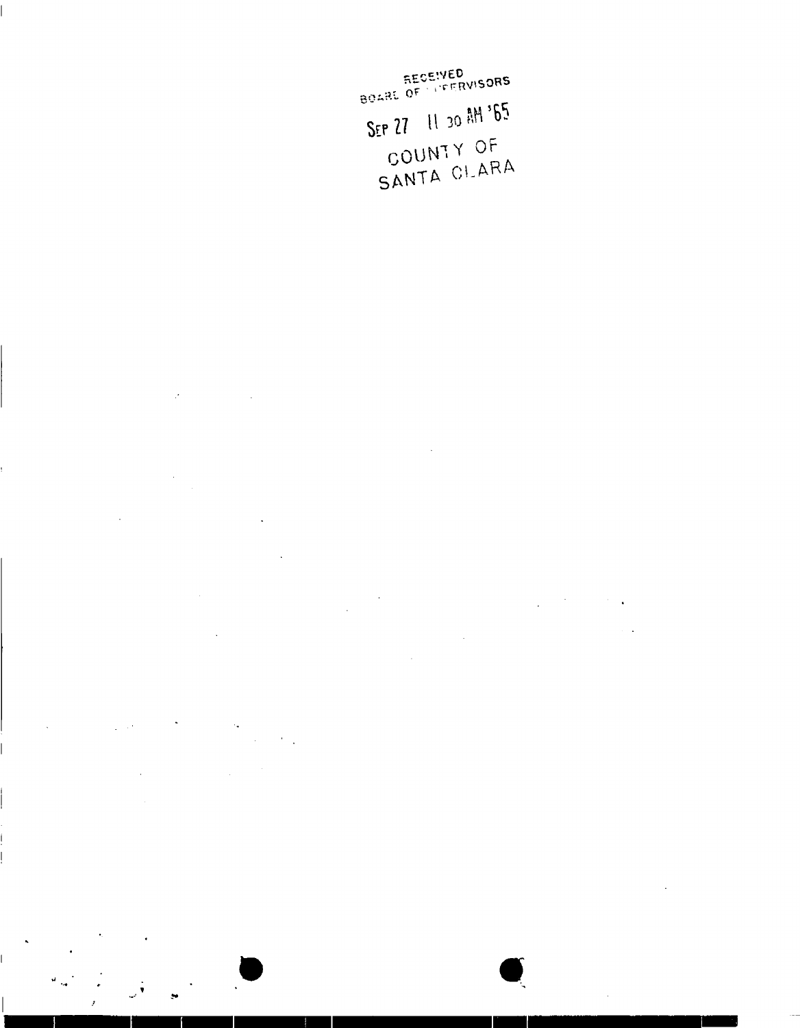RECEIVED
BOARD OF SUPERVISORS

SEP 27 11 30 AM '65

COUNTY OF
SANTA CLARA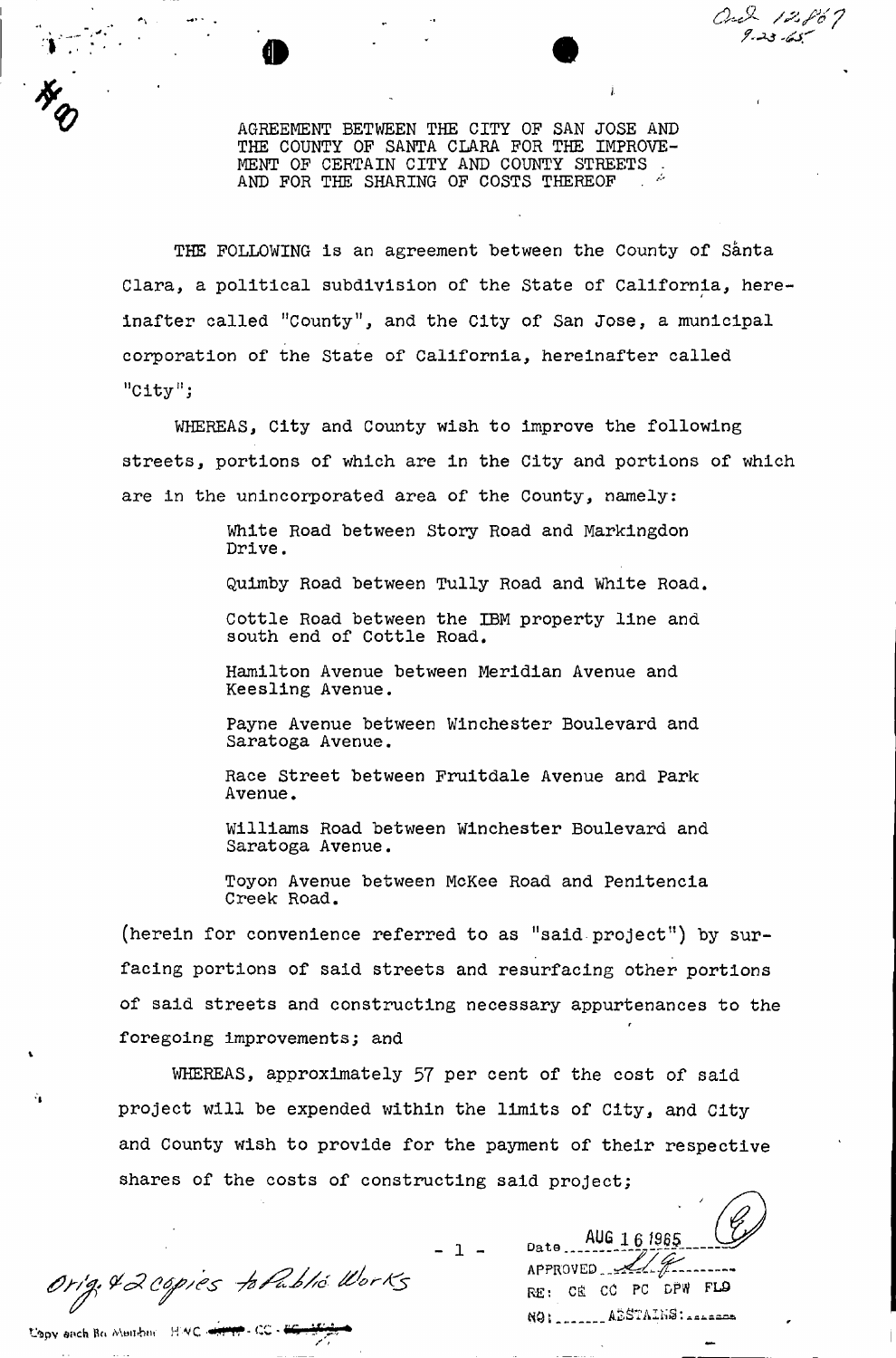Ord 12867
9-23-65

#0

AGREEMENT BETWEEN THE CITY OF SAN JOSE AND THE COUNTY OF SANTA CLARA FOR THE IMPROVEMENT OF CERTAIN CITY AND COUNTY STREETS AND FOR THE SHARING OF COSTS THEREOF

THE FOLLOWING is an agreement between the County of Santa Clara, a political subdivision of the State of California, hereinafter called "County", and the City of San Jose, a municipal corporation of the State of California, hereinafter called "City";

WHEREAS, City and County wish to improve the following streets, portions of which are in the City and portions of which are in the unincorporated area of the County, namely:

> White Road between Story Road and Markingdon Drive.
>
> Quimby Road between Tully Road and White Road.
>
> Cottle Road between the IBM property line and south end of Cottle Road.
>
> Hamilton Avenue between Meridian Avenue and Keesling Avenue.
>
> Payne Avenue between Winchester Boulevard and Saratoga Avenue.
>
> Race Street between Fruitdale Avenue and Park Avenue.
>
> Williams Road between Winchester Boulevard and Saratoga Avenue.
>
> Toyon Avenue between McKee Road and Penitencia Creek Road.

(herein for convenience referred to as "said project") by surfacing portions of said streets and resurfacing other portions of said streets and constructing necessary appurtenances to the foregoing improvements; and

WHEREAS, approximately 57 per cent of the cost of said project will be expended within the limits of City, and City and County wish to provide for the payment of their respective shares of the costs of constructing said project;

Orig. & 2 copies to Public Works

Date AUG 16 1965
APPROVED
RE: CE CO PC DPW FLD
NO: ______ ABSTAINS: ______

Copy each Bd. Member HWC - CC -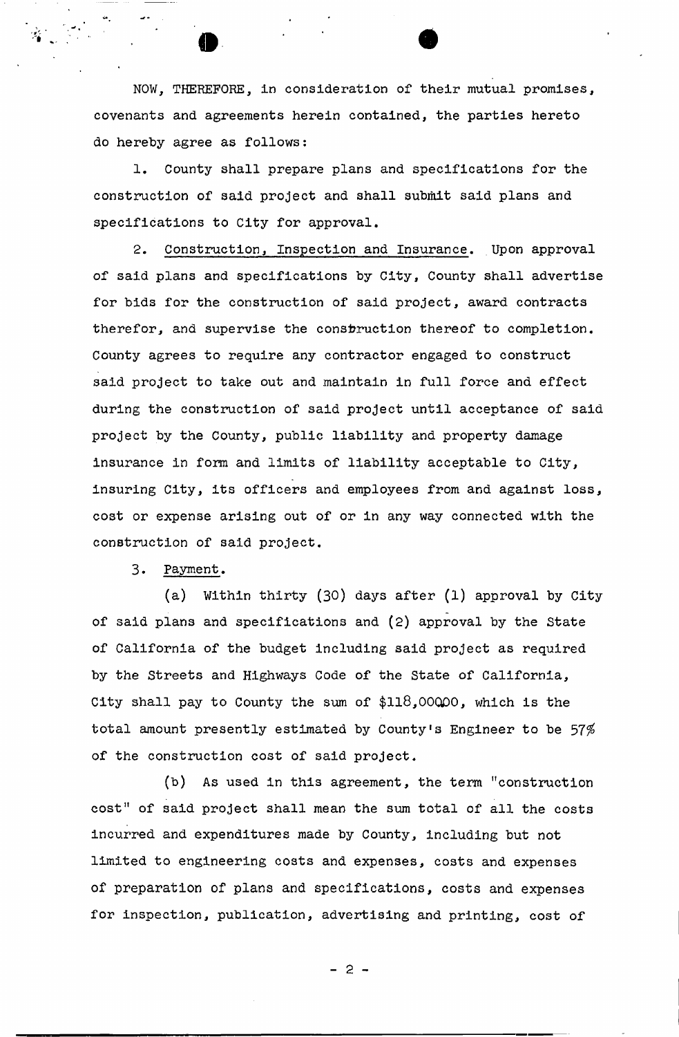NOW, THEREFORE, in consideration of their mutual promises, covenants and agreements herein contained, the parties hereto do hereby agree as follows:

1. County shall prepare plans and specifications for the construction of said project and shall submit said plans and specifications to City for approval.

2. Construction, Inspection and Insurance. Upon approval of said plans and specifications by City, County shall advertise for bids for the construction of said project, award contracts therefor, and supervise the construction thereof to completion. County agrees to require any contractor engaged to construct said project to take out and maintain in full force and effect during the construction of said project until acceptance of said project by the County, public liability and property damage insurance in form and limits of liability acceptable to City, insuring City, its officers and employees from and against loss, cost or expense arising out of or in any way connected with the construction of said project.

3. Payment.

(a) Within thirty (30) days after (1) approval by City of said plans and specifications and (2) approval by the State of California of the budget including said project as required by the Streets and Highways Code of the State of California, City shall pay to County the sum of $118,000.00, which is the total amount presently estimated by County's Engineer to be 57% of the construction cost of said project.

(b) As used in this agreement, the term "construction cost" of said project shall mean the sum total of all the costs incurred and expenditures made by County, including but not limited to engineering costs and expenses, costs and expenses of preparation of plans and specifications, costs and expenses for inspection, publication, advertising and printing, cost of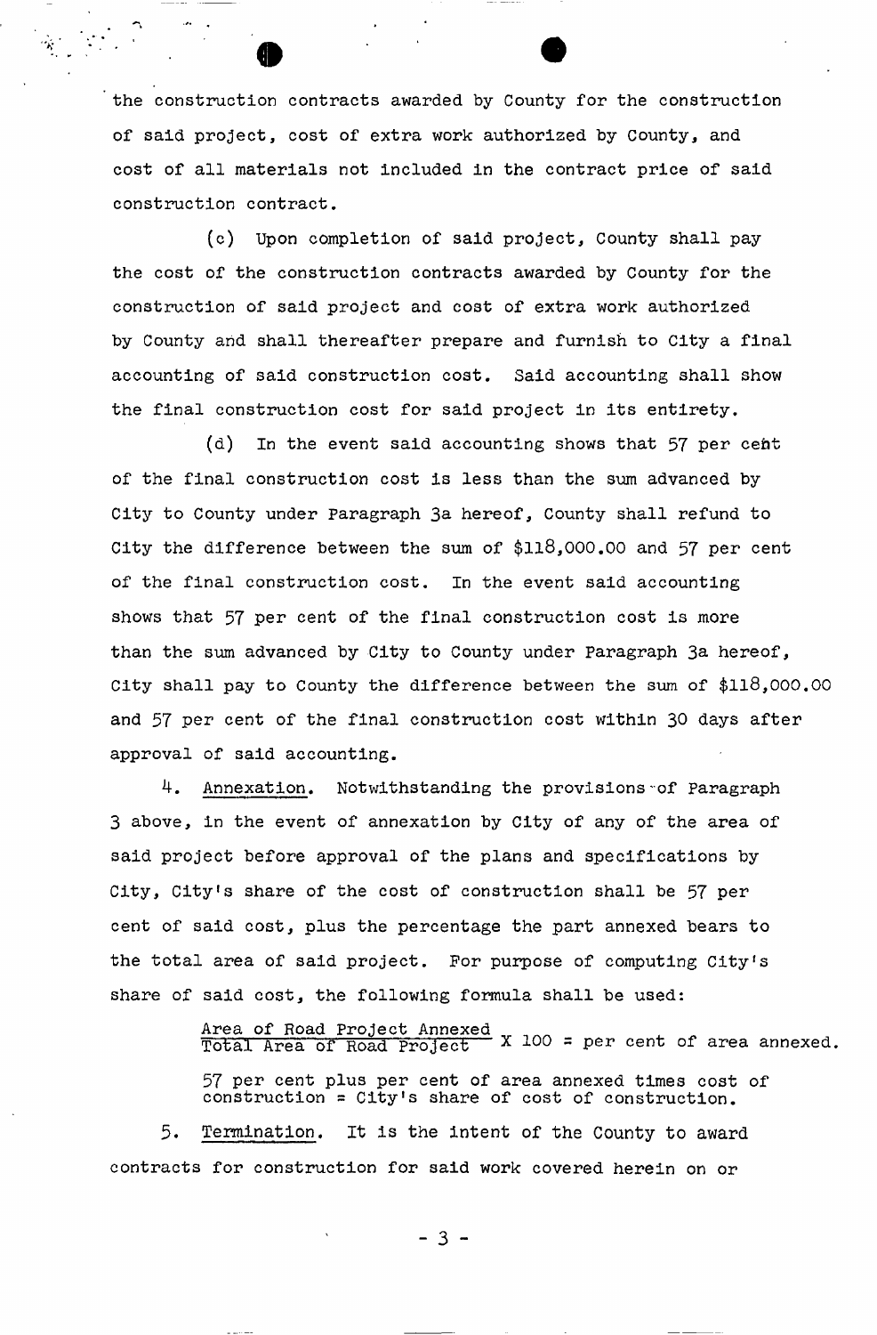the construction contracts awarded by County for the construction of said project, cost of extra work authorized by County, and cost of all materials not included in the contract price of said construction contract.

(c) Upon completion of said project, County shall pay the cost of the construction contracts awarded by County for the construction of said project and cost of extra work authorized by County and shall thereafter prepare and furnish to City a final accounting of said construction cost. Said accounting shall show the final construction cost for said project in its entirety.

(d) In the event said accounting shows that 57 per cent of the final construction cost is less than the sum advanced by City to County under Paragraph 3a hereof, County shall refund to City the difference between the sum of $118,000.00 and 57 per cent of the final construction cost. In the event said accounting shows that 57 per cent of the final construction cost is more than the sum advanced by City to County under Paragraph 3a hereof, City shall pay to County the difference between the sum of $118,000.00 and 57 per cent of the final construction cost within 30 days after approval of said accounting.

4. Annexation. Notwithstanding the provisions of Paragraph 3 above, in the event of annexation by City of any of the area of said project before approval of the plans and specifications by City, City's share of the cost of construction shall be 57 per cent of said cost, plus the percentage the part annexed bears to the total area of said project. For purpose of computing City's share of said cost, the following formula shall be used:

$$\frac{\text{Area of Road Project Annexed}}{\text{Total Area of Road Project}} \times 100 = \text{per cent of area annexed.}$$

57 per cent plus per cent of area annexed times cost of construction = City's share of cost of construction.

5. Termination. It is the intent of the County to award contracts for construction for said work covered herein on or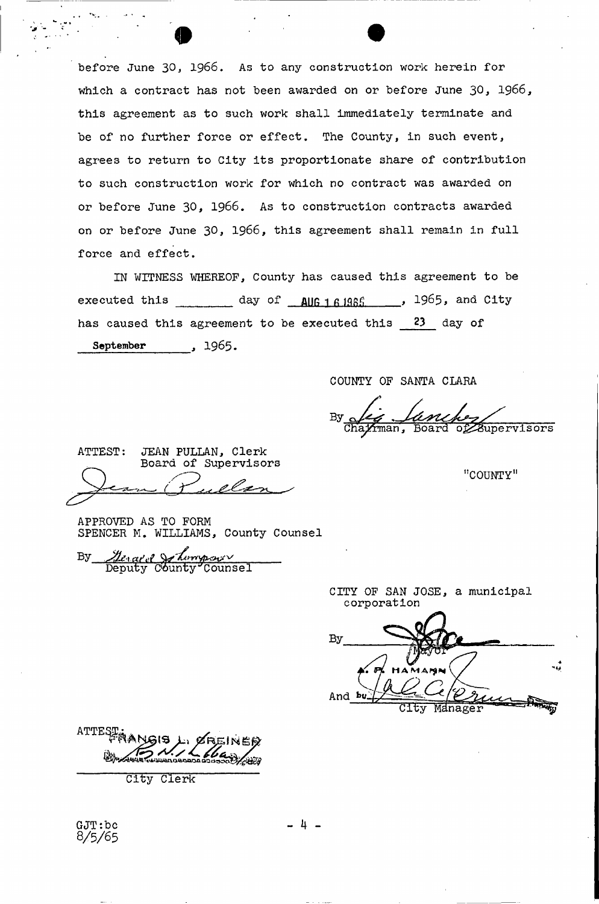before June 30, 1966. As to any construction work herein for which a contract has not been awarded on or before June 30, 1966, this agreement as to such work shall immediately terminate and be of no further force or effect. The County, in such event, agrees to return to City its proportionate share of contribution to such construction work for which no contract was awarded on or before June 30, 1966. As to construction contracts awarded on or before June 30, 1966, this agreement shall remain in full force and effect.

IN WITNESS WHEREOF, County has caused this agreement to be executed this ________ day of AUG 16 1965, 1965, and City has caused this agreement to be executed this 23 day of September, 1965.

COUNTY OF SANTA CLARA

By _______________________
Chairman, Board of Supervisors

"COUNTY"

ATTEST: JEAN PULLAN, Clerk
Board of Supervisors

Jean Pullan

APPROVED AS TO FORM
SPENCER M. WILLIAMS, County Counsel

By _______________________
Deputy County Counsel

CITY OF SAN JOSE, a municipal corporation

By _______________________
Mayor
A. P. HAMANN

And by _______________________
City Manager

ATTEST: FRANCIS L. GREINER

_______________________
City Clerk

GJT:bc
8/5/65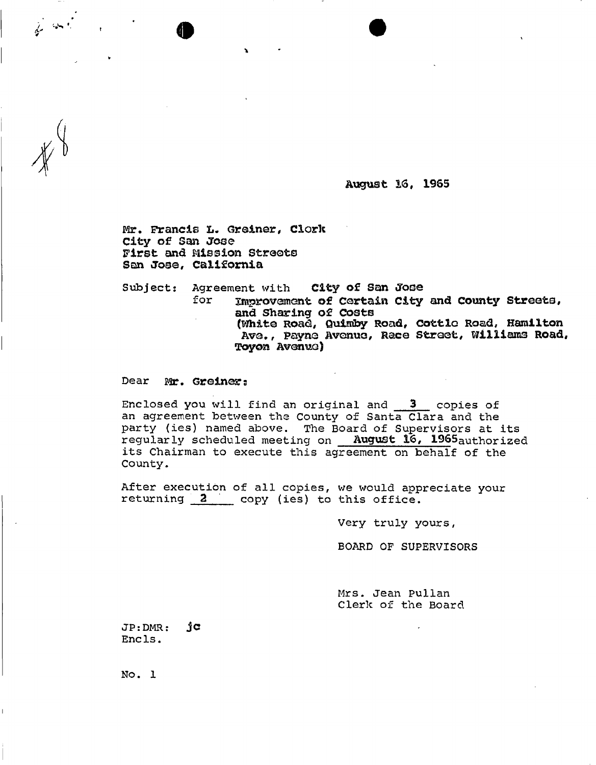#8

August 16, 1965

Mr. Francis L. Greiner, Clerk
City of San Jose
First and Mission Streets
San Jose, California

Subject: Agreement with City of San Jose
for Improvement of Certain City and County Streets, and Sharing of Costs (White Road, Quimby Road, Cottle Road, Hamilton Ave., Payne Avenue, Race Street, Williams Road, Toyon Avenue)

Dear Mr. Greiner:

Enclosed you will find an original and 3 copies of an agreement between the County of Santa Clara and the party (ies) named above. The Board of Supervisors at its regularly scheduled meeting on August 16, 1965 authorized its Chairman to execute this agreement on behalf of the County.

After execution of all copies, we would appreciate your returning 2 copy (ies) to this office.

Very truly yours,

BOARD OF SUPERVISORS

Mrs. Jean Pullan
Clerk of the Board

JP:DMR: jc
Encls.

No. 1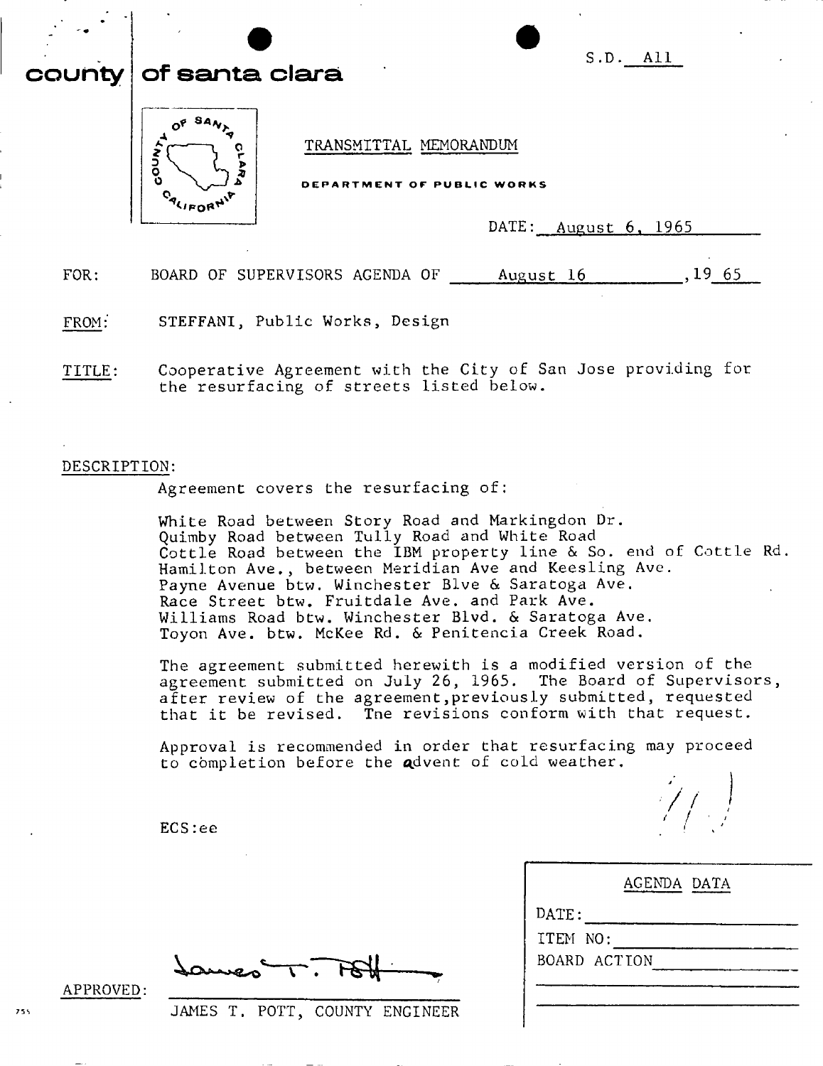S.D. All

**county of santa clara**

TRANSMITTAL MEMORANDUM

DEPARTMENT OF PUBLIC WORKS

DATE: August 6, 1965

FOR: BOARD OF SUPERVISORS AGENDA OF August 16, 19 65

FROM: STEFFANI, Public Works, Design

TITLE: Cooperative Agreement with the City of San Jose providing for the resurfacing of streets listed below.

DESCRIPTION:

Agreement covers the resurfacing of:

White Road between Story Road and Markingdon Dr.
Quimby Road between Tully Road and White Road
Cottle Road between the IBM property line & So. end of Cottle Rd.
Hamilton Ave., between Meridian Ave and Keesling Ave.
Payne Avenue btw. Winchester Blve & Saratoga Ave.
Race Street btw. Fruitdale Ave. and Park Ave.
Williams Road btw. Winchester Blvd. & Saratoga Ave.
Toyon Ave. btw. McKee Rd. & Penitencia Creek Road.

The agreement submitted herewith is a modified version of the agreement submitted on July 26, 1965. The Board of Supervisors, after review of the agreement,previously submitted, requested that it be revised. The revisions conform with that request.

Approval is recommended in order that resurfacing may proceed to completion before the advent of cold weather.

ECS:ee

APPROVED: James T. Pott
JAMES T. POTT, COUNTY ENGINEER

AGENDA DATA

DATE:
ITEM NO:
BOARD ACTION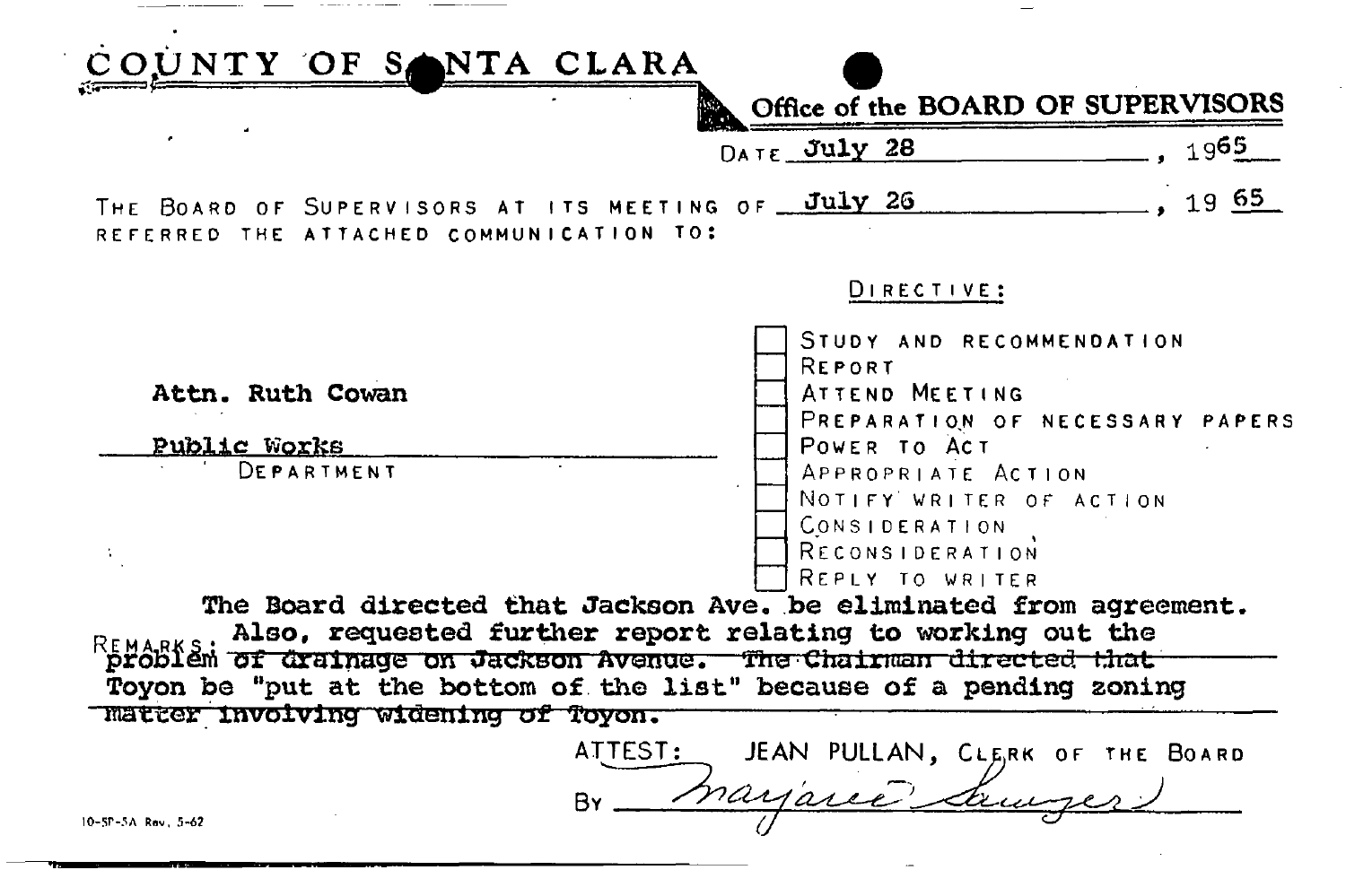# COUNTY OF SANTA CLARA

**Office of the BOARD OF SUPERVISORS**

DATE July 28, 1965

THE BOARD OF SUPERVISORS AT ITS MEETING OF July 26, 1965
REFERRED THE ATTACHED COMMUNICATION TO:

**Attn. Ruth Cowan**

Public Works
DEPARTMENT

DIRECTIVE:

- [ ] STUDY AND RECOMMENDATION
- [ ] REPORT
- [ ] ATTEND MEETING
- [ ] PREPARATION OF NECESSARY PAPERS
- [ ] POWER TO ACT
- [ ] APPROPRIATE ACTION
- [ ] NOTIFY WRITER OF ACTION
- [ ] CONSIDERATION
- [ ] RECONSIDERATION
- [ ] REPLY TO WRITER

REMARKS: The Board directed that Jackson Ave. be eliminated from agreement. Also, requested further report relating to working out the problem of drainage on Jackson Avenue. The Chairman directed that Toyon be "put at the bottom of the list" because of a pending zoning matter involving widening of Toyon.

ATTEST: JEAN PULLAN, CLERK OF THE BOARD

By Marjorie Sawyer

10-SP-5A Rev. 5-62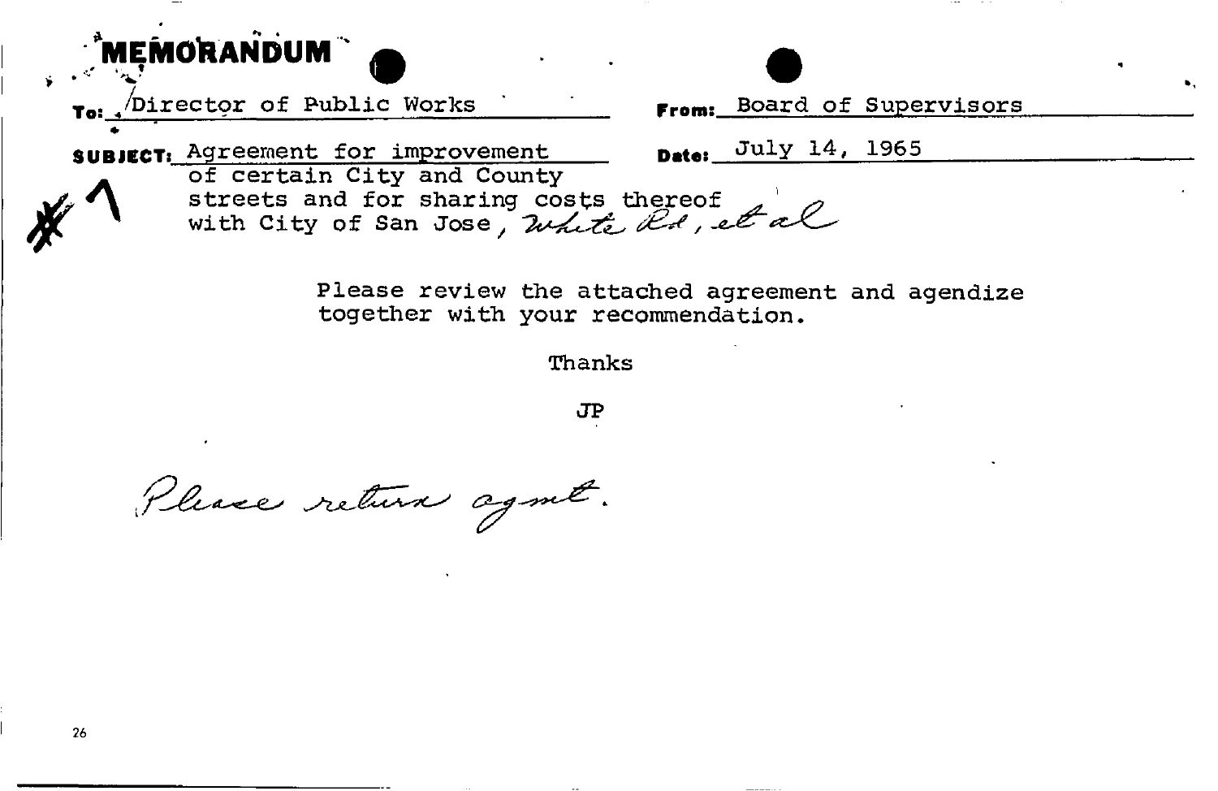# MEMORANDUM

**To:** Director of Public Works

**From:** Board of Supervisors

**SUBJECT:** Agreement for improvement of certain City and County streets and for sharing costs thereof with City of San Jose, White Rd, et al

**Date:** July 14, 1965

#1

Please review the attached agreement and agendize together with your recommendation.

Thanks

JP

Please return agmt.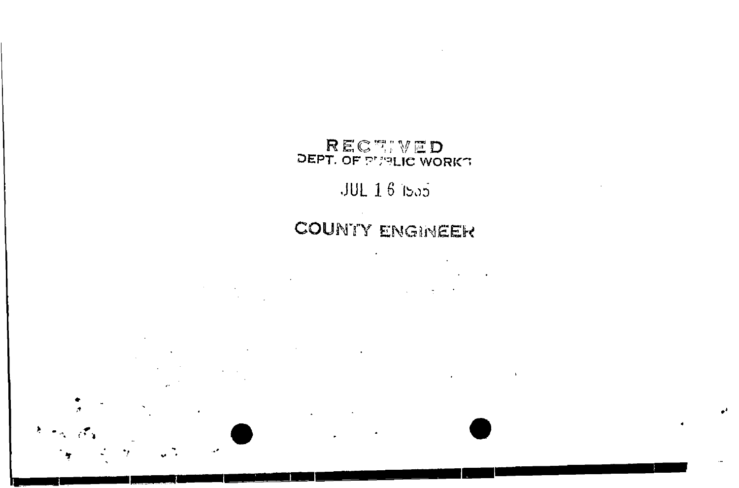RECEIVED
DEPT. OF PUBLIC WORKS

JUL 16 1985

COUNTY ENGINEER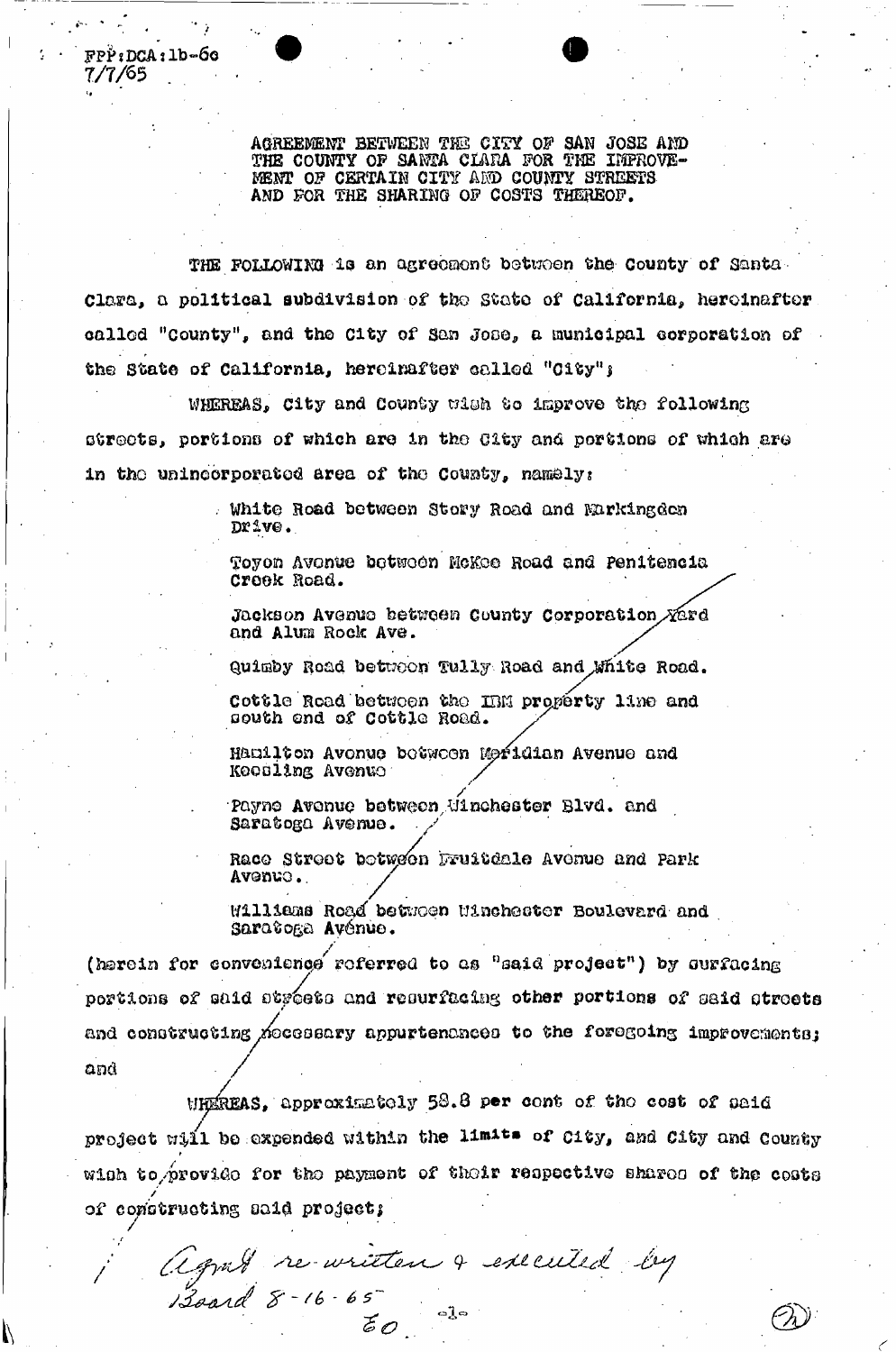FPP:DCA:lb-6c
7/7/65

AGREEMENT BETWEEN THE CITY OF SAN JOSE AND THE COUNTY OF SANTA CLARA FOR THE IMPROVEMENT OF CERTAIN CITY AND COUNTY STREETS AND FOR THE SHARING OF COSTS THEREOF.

THE FOLLOWING is an agreement between the County of Santa Clara, a political subdivision of the State of California, hereinafter called "County", and the City of San Jose, a municipal corporation of the State of California, hereinafter called "City";

WHEREAS, City and County wish to improve the following streets, portions of which are in the City and portions of which are in the unincorporated area of the County, namely:

White Road between Story Road and Markingdon Drive.

Toyon Avenue between McKee Road and Penitencia Creek Road.

Jackson Avenue between County Corporation Yard and Alum Rock Ave.

Quimby Road between Tully Road and White Road.

Cottle Road between the IBM property line and south end of Cottle Road.

Hamilton Avenue between Meridian Avenue and Koosling Avenue

Payne Avenue between Winchester Blvd. and Saratoga Avenue.

Race Street between Fruitdale Avenue and Park Avenue.

Williams Road between Winchester Boulevard and Saratoga Avenue.

(herein for convenience referred to as "said project") by surfacing portions of said streets and resurfacing other portions of said streets and constructing necessary appurtenances to the foregoing improvements; and

WHEREAS, approximately 58.8 per cent of the cost of said project will be expended within the limits of City, and City and County wish to provide for the payment of their respective shares of the costs of constructing said project;

Agmt re-written & executed by Board 8-16-65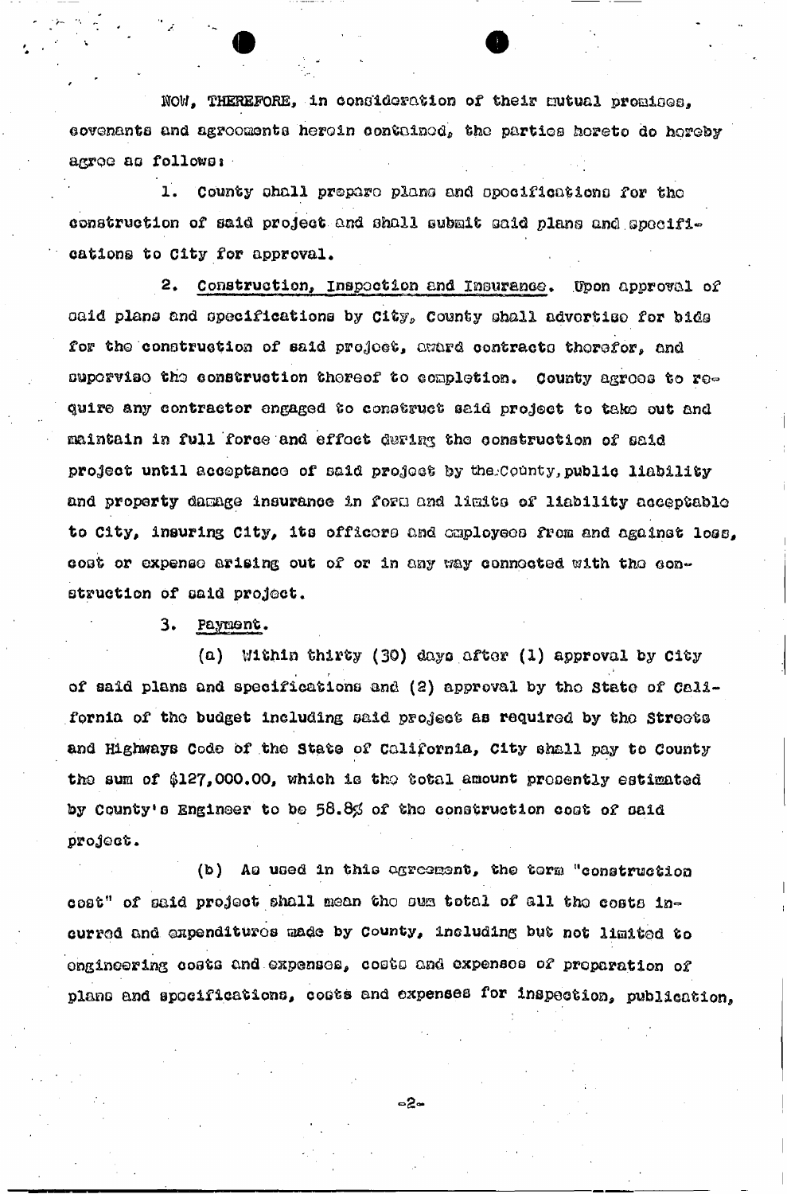NOW, THEREFORE, in consideration of their mutual promises, covenants and agreements herein contained, the parties hereto do hereby agree as follows:

1. County shall prepare plans and specifications for the construction of said project and shall submit said plans and specifications to City for approval.

2. Construction, Inspection and Insurance. Upon approval of said plans and specifications by City, County shall advertise for bids for the construction of said project, award contracts therefor, and supervise the construction thereof to completion. County agrees to require any contractor engaged to construct said project to take out and maintain in full force and effect during the construction of said project until acceptance of said project by the County, public liability and property damage insurance in form and limits of liability acceptable to City, insuring City, its officers and employees from and against loss, cost or expense arising out of or in any way connected with the construction of said project.

3. Payment.

(a) Within thirty (30) days after (1) approval by City of said plans and specifications and (2) approval by the State of California of the budget including said project as required by the Streets and Highways Code of the State of California, City shall pay to County the sum of $127,000.00, which is the total amount presently estimated by County's Engineer to be 58.8% of the construction cost of said project.

(b) As used in this agreement, the term "construction cost" of said project shall mean the sum total of all the costs incurred and expenditures made by County, including but not limited to engineering costs and expenses, costs and expenses of preparation of plans and specifications, costs and expenses for inspection, publication,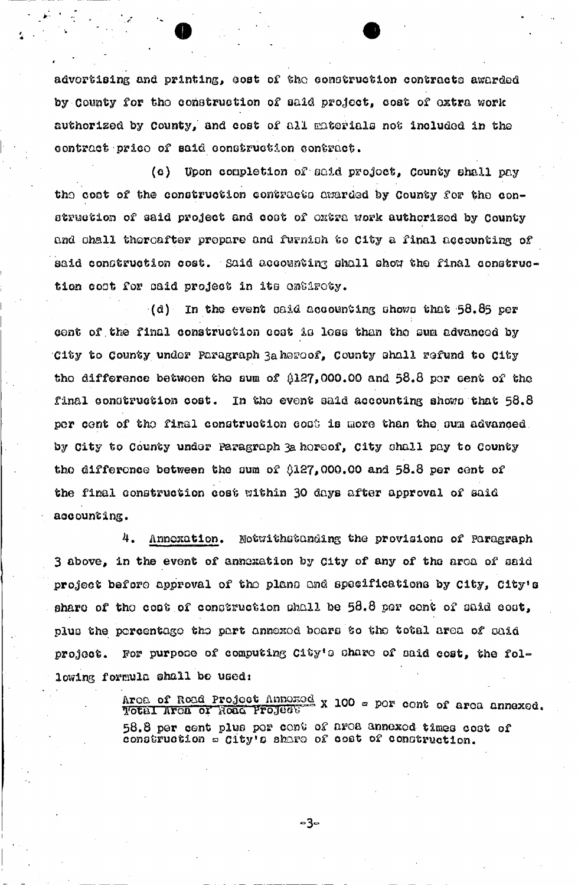advertising and printing, cost of the construction contracts awarded by County for the construction of said project, cost of extra work authorized by County, and cost of all materials not included in the contract price of said construction contract.

(c) Upon completion of said project, County shall pay the cost of the construction contracts awarded by County for the construction of said project and cost of extra work authorized by County and shall thereafter prepare and furnish to City a final accounting of said construction cost. Said accounting shall show the final construction cost for said project in its entirety.

(d) In the event said accounting shows that 58.85 per cent of the final construction cost is less than the sum advanced by City to County under Paragraph 3a hereof, County shall refund to City the difference between the sum of $127,000.00 and 58.8 per cent of the final construction cost. In the event said accounting shows that 58.8 per cent of the final construction cost is more than the sum advanced by City to County under Paragraph 3a hereof, City shall pay to County the difference between the sum of $127,000.00 and 58.8 per cent of the final construction cost within 30 days after approval of said accounting.

4. Annexation. Notwithstanding the provisions of Paragraph 3 above, in the event of annexation by City of any of the area of said project before approval of the plans and specifications by City, City's share of the cost of construction shall be 58.8 per cent of said cost, plus the percentage the part annexed bears to the total area of said project. For purpose of computing City's share of said cost, the following formula shall be used:

$$\frac{\text{Area of Road Project Annexed}}{\text{Total Area of Road Project}} \times 100 = \text{per cent of area annexed.}$$

58.8 per cent plus per cent of area annexed times cost of construction = City's share of cost of construction.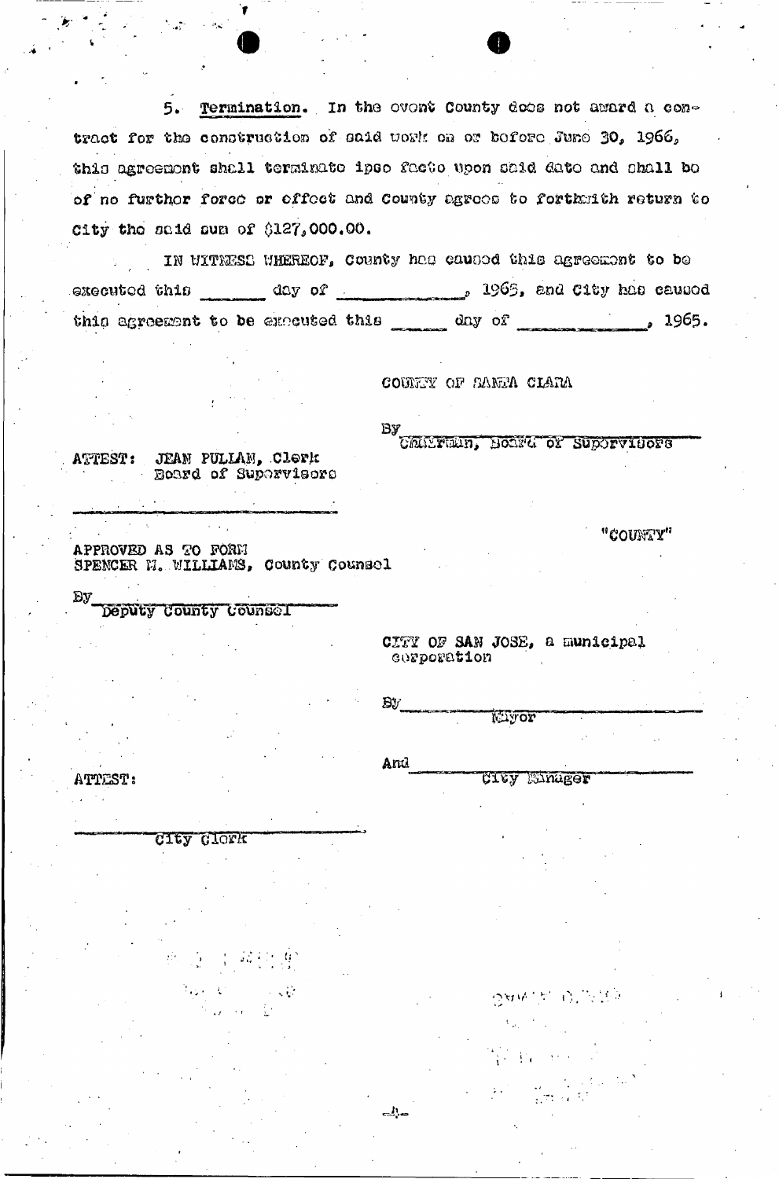5. **Termination.** In the event County does not award a contract for the construction of said work on or before June 30, 1966, this agreement shall terminate ipso facto upon said date and shall be of no further force or effect and County agrees to forthwith return to City the said sum of $127,000.00.

IN WITNESS WHEREOF, County has caused this agreement to be executed this _______ day of _____________, 1965, and City has caused this agreement to be executed this _______ day of _____________, 1965.

COUNTY OF SANTA CLARA

By ______________________________
Chairman, Board of Supervisors

ATTEST: JEAN PULLAN, Clerk
Board of Supervisors

______________________________

"COUNTY"

APPROVED AS TO FORM
SPENCER M. WILLIAMS, County Counsel

By ______________________________
Deputy County Counsel

CITY OF SAN JOSE, a municipal corporation

By ______________________________
Mayor

And ______________________________
City Manager

ATTEST:

______________________________
City Clerk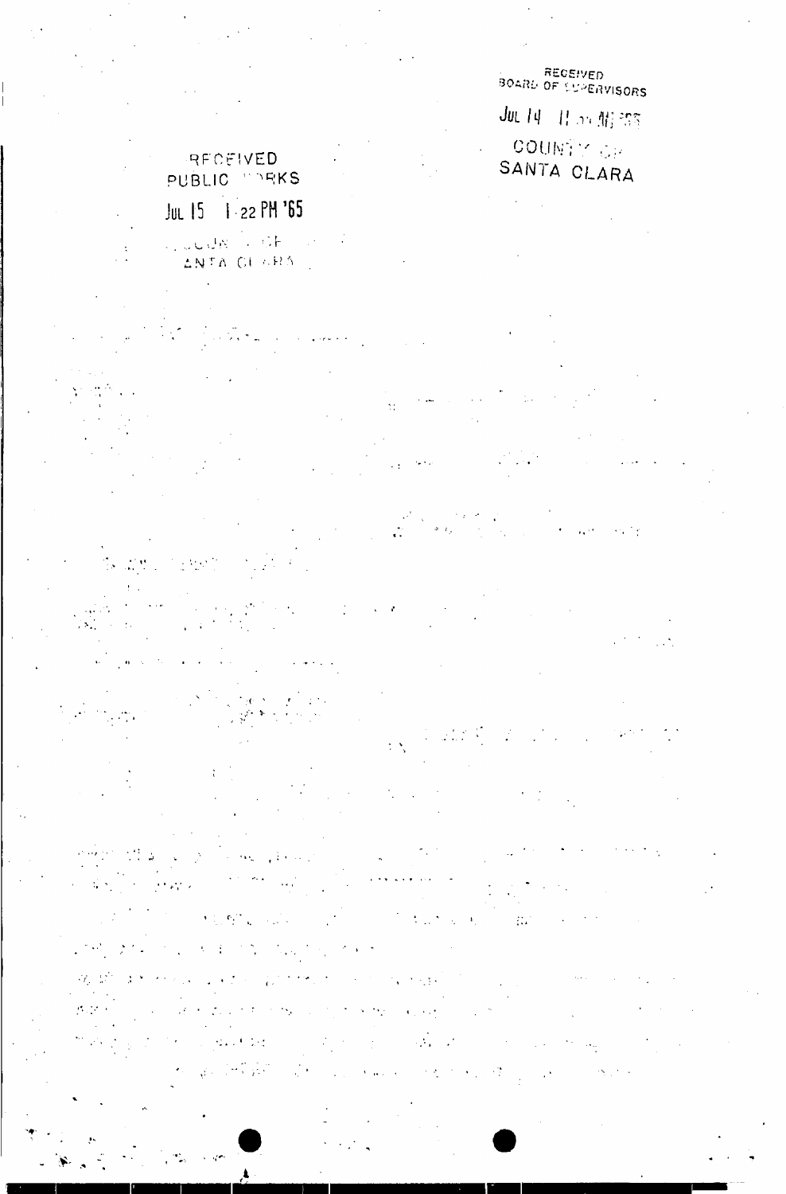RECEIVED
BOARD OF SUPERVISORS

JUL 14 11 AM '65

COUNTY OF
SANTA CLARA

RECEIVED
PUBLIC WORKS

JUL 15 1 22 PM '65

COUNTY OF
SANTA CLARA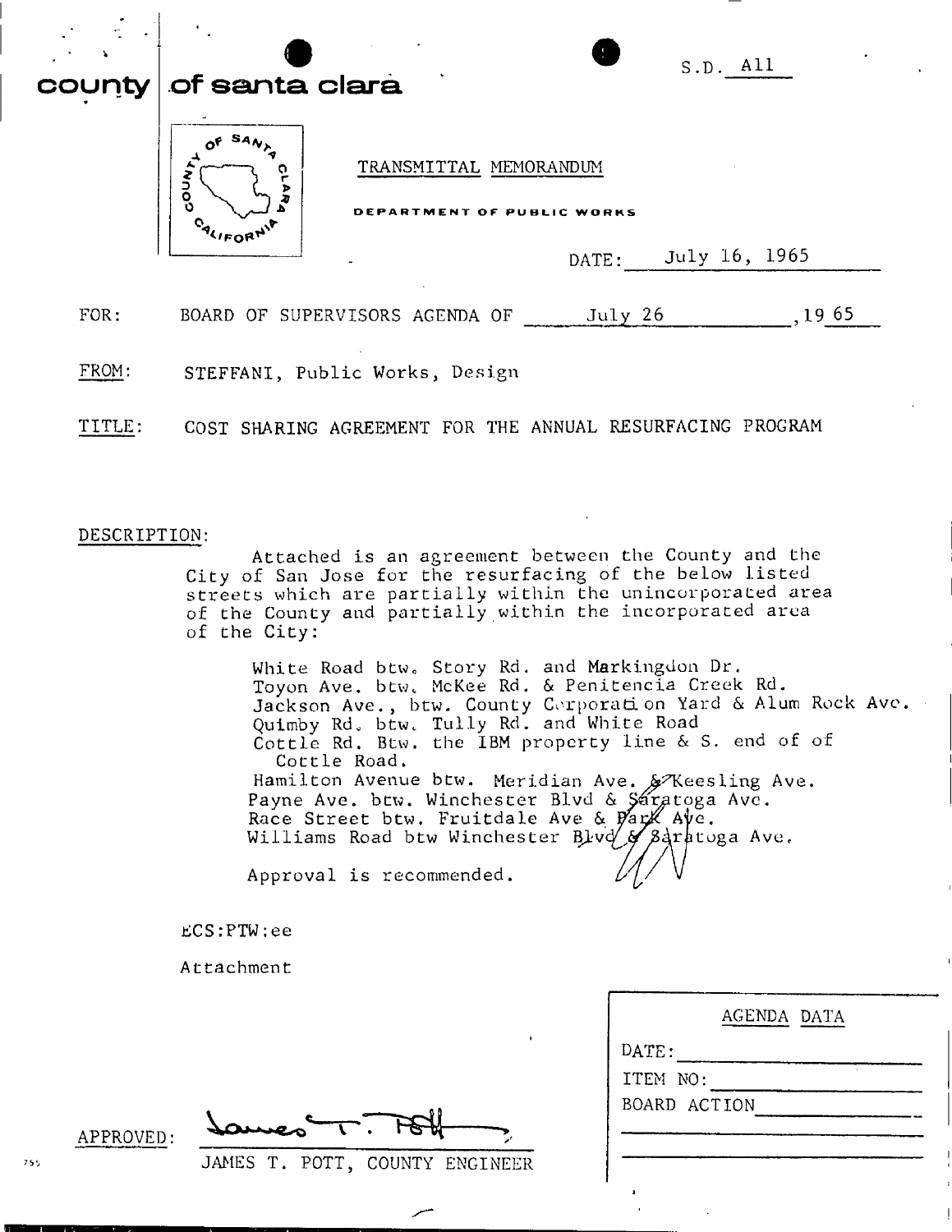S.D. A11

**county of santa clara**

TRANSMITTAL MEMORANDUM

DEPARTMENT OF PUBLIC WORKS

DATE: July 16, 1965

FOR: BOARD OF SUPERVISORS AGENDA OF July 26, 1965

FROM: STEFFANI, Public Works, Design

TITLE: COST SHARING AGREEMENT FOR THE ANNUAL RESURFACING PROGRAM

DESCRIPTION:

Attached is an agreement between the County and the City of San Jose for the resurfacing of the below listed streets which are partially within the unincorporated area of the County and partially within the incorporated area of the City:

White Road btw. Story Rd. and Markingdon Dr.
Toyon Ave. btw. McKee Rd. & Penitencia Creek Rd.
Jackson Ave., btw. County Corporation Yard & Alum Rock Ave.
Quimby Rd. btw. Tully Rd. and White Road
Cottle Rd. Btw. the IBM property line & S. end of of Cottle Road.
Hamilton Avenue btw. Meridian Ave. & Keesling Ave.
Payne Ave. btw. Winchester Blvd & Saratoga Ave.
Race Street btw. Fruitdale Ave & Park Ave.
Williams Road btw Winchester Blvd & Saratoga Ave.

Approval is recommended.

ECS:PTW:ee

Attachment

APPROVED: James T. Pott
JAMES T. POTT, COUNTY ENGINEER

| AGENDA DATA |
| --- |
| DATE: |
| ITEM NO: |
| BOARD ACTION |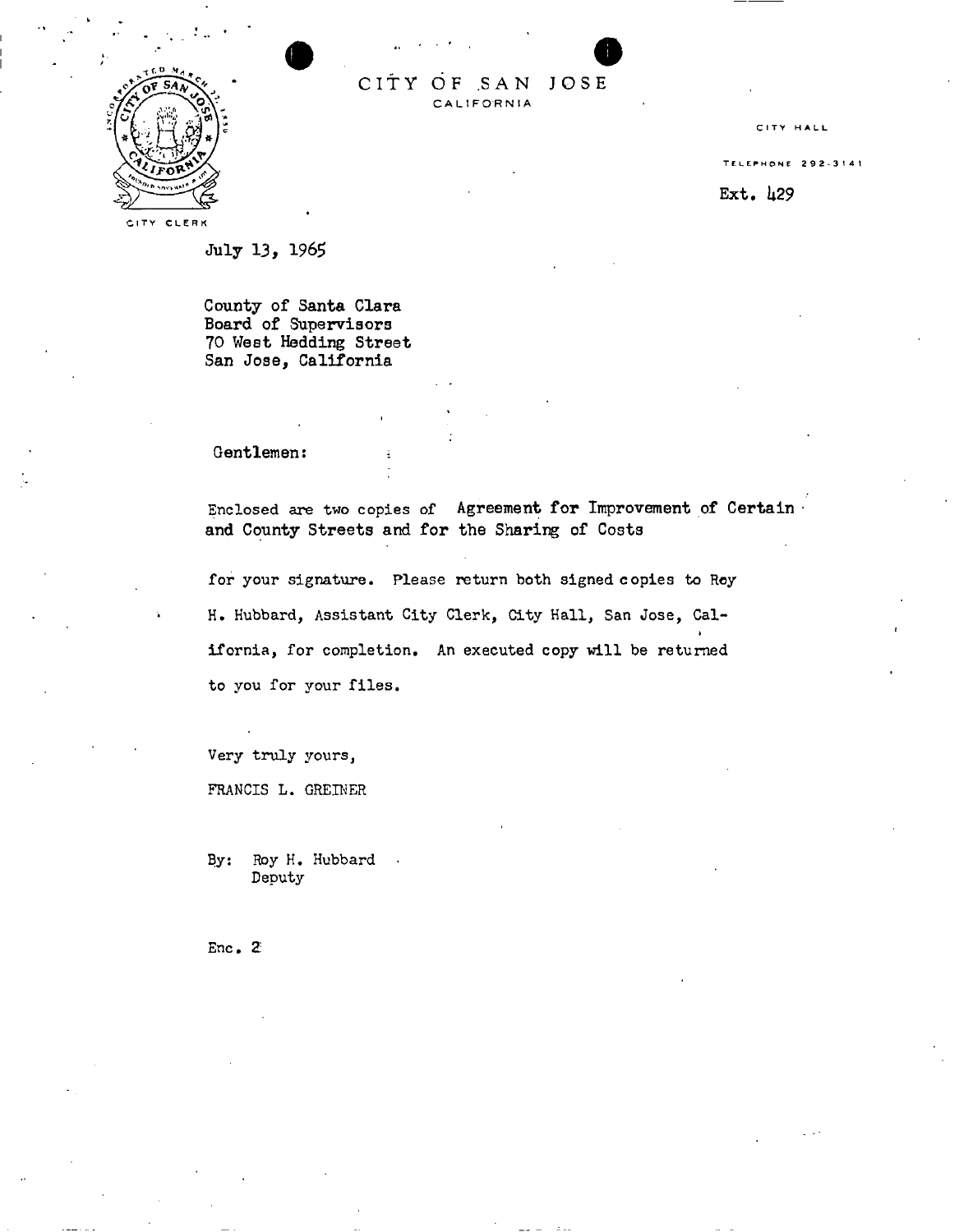CITY OF SAN JOSE
CALIFORNIA

CITY CLERK

CITY HALL

TELEPHONE 292-3141

Ext. 429

July 13, 1965

County of Santa Clara
Board of Supervisors
70 West Hedding Street
San Jose, California

Gentlemen:

Enclosed are two copies of Agreement for Improvement of Certain and County Streets and for the Sharing of Costs

for your signature. Please return both signed copies to Roy H. Hubbard, Assistant City Clerk, City Hall, San Jose, California, for completion. An executed copy will be returned to you for your files.

Very truly yours,

FRANCIS L. GREINER

By: Roy H. Hubbard
Deputy

Enc. 2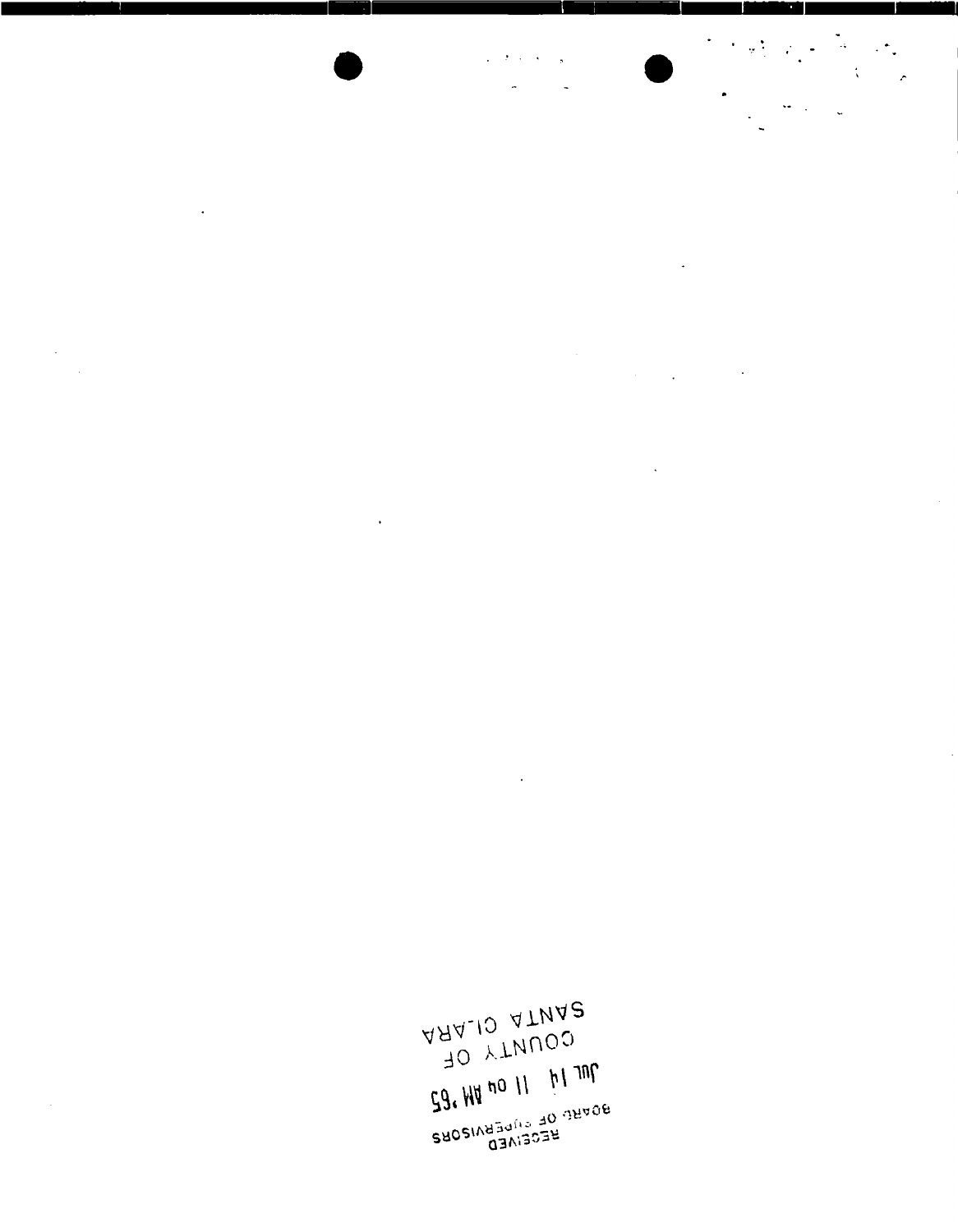RECEIVED
BOARD OF SUPERVISORS

Jul 14 11 04 AM '65

COUNTY OF
SANTA CLARA